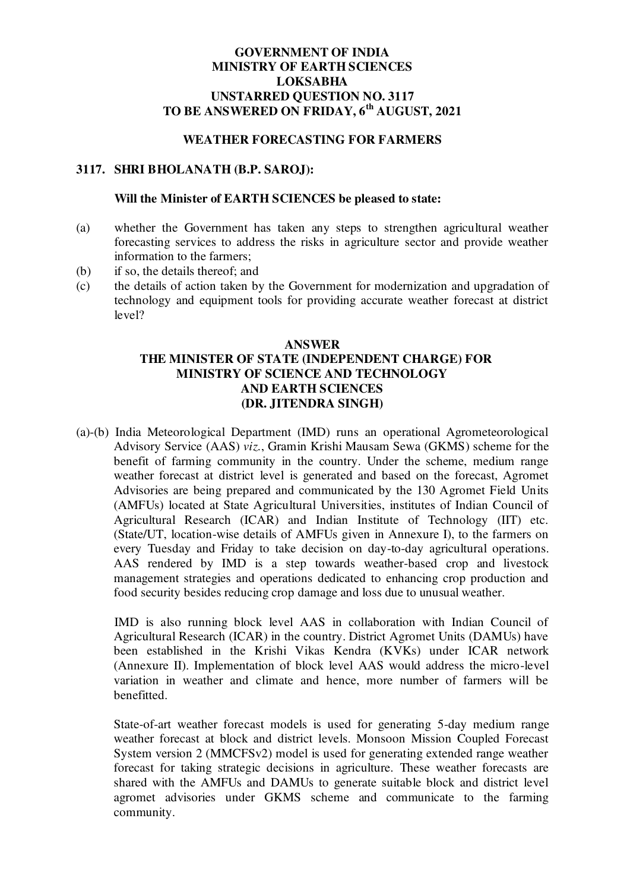# GOVERNMENT OF INDIA
# MINISTRY OF EARTH SCIENCES
# LOKSABHA
# UNSTARRED QUESTION NO. 3117
# TO BE ANSWERED ON FRIDAY, 6th AUGUST, 2021

## WEATHER FORECASTING FOR FARMERS

**3117. SHRI BHOLANATH (B.P. SAROJ):**

**Will the Minister of EARTH SCIENCES be pleased to state:**

(a) whether the Government has taken any steps to strengthen agricultural weather forecasting services to address the risks in agriculture sector and provide weather information to the farmers;

(b) if so, the details thereof; and

(c) the details of action taken by the Government for modernization and upgradation of technology and equipment tools for providing accurate weather forecast at district level?

## ANSWER
## THE MINISTER OF STATE (INDEPENDENT CHARGE) FOR MINISTRY OF SCIENCE AND TECHNOLOGY AND EARTH SCIENCES (DR. JITENDRA SINGH)

(a)-(b) India Meteorological Department (IMD) runs an operational Agrometeorological Advisory Service (AAS) *viz.*, Gramin Krishi Mausam Sewa (GKMS) scheme for the benefit of farming community in the country. Under the scheme, medium range weather forecast at district level is generated and based on the forecast, Agromet Advisories are being prepared and communicated by the 130 Agromet Field Units (AMFUs) located at State Agricultural Universities, institutes of Indian Council of Agricultural Research (ICAR) and Indian Institute of Technology (IIT) etc. (State/UT, location-wise details of AMFUs given in Annexure I), to the farmers on every Tuesday and Friday to take decision on day-to-day agricultural operations. AAS rendered by IMD is a step towards weather-based crop and livestock management strategies and operations dedicated to enhancing crop production and food security besides reducing crop damage and loss due to unusual weather.

IMD is also running block level AAS in collaboration with Indian Council of Agricultural Research (ICAR) in the country. District Agromet Units (DAMUs) have been established in the Krishi Vikas Kendra (KVKs) under ICAR network (Annexure II). Implementation of block level AAS would address the micro-level variation in weather and climate and hence, more number of farmers will be benefitted.

State-of-art weather forecast models is used for generating 5-day medium range weather forecast at block and district levels. Monsoon Mission Coupled Forecast System version 2 (MMCFSv2) model is used for generating extended range weather forecast for taking strategic decisions in agriculture. These weather forecasts are shared with the AMFUs and DAMUs to generate suitable block and district level agromet advisories under GKMS scheme and communicate to the farming community.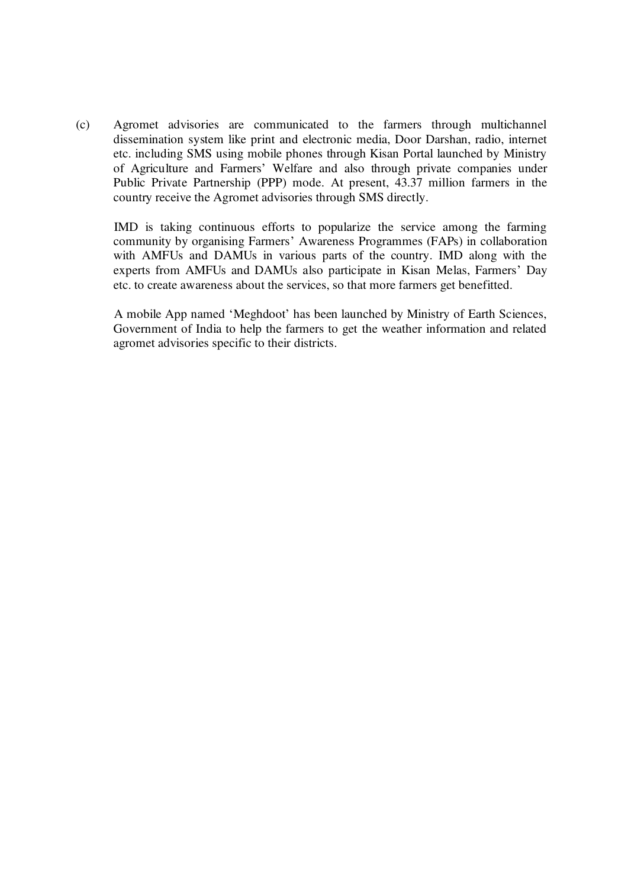(c) Agromet advisories are communicated to the farmers through multichannel dissemination system like print and electronic media, Door Darshan, radio, internet etc. including SMS using mobile phones through Kisan Portal launched by Ministry of Agriculture and Farmers' Welfare and also through private companies under Public Private Partnership (PPP) mode. At present, 43.37 million farmers in the country receive the Agromet advisories through SMS directly.

IMD is taking continuous efforts to popularize the service among the farming community by organising Farmers' Awareness Programmes (FAPs) in collaboration with AMFUs and DAMUs in various parts of the country. IMD along with the experts from AMFUs and DAMUs also participate in Kisan Melas, Farmers' Day etc. to create awareness about the services, so that more farmers get benefitted.

A mobile App named 'Meghdoot' has been launched by Ministry of Earth Sciences, Government of India to help the farmers to get the weather information and related agromet advisories specific to their districts.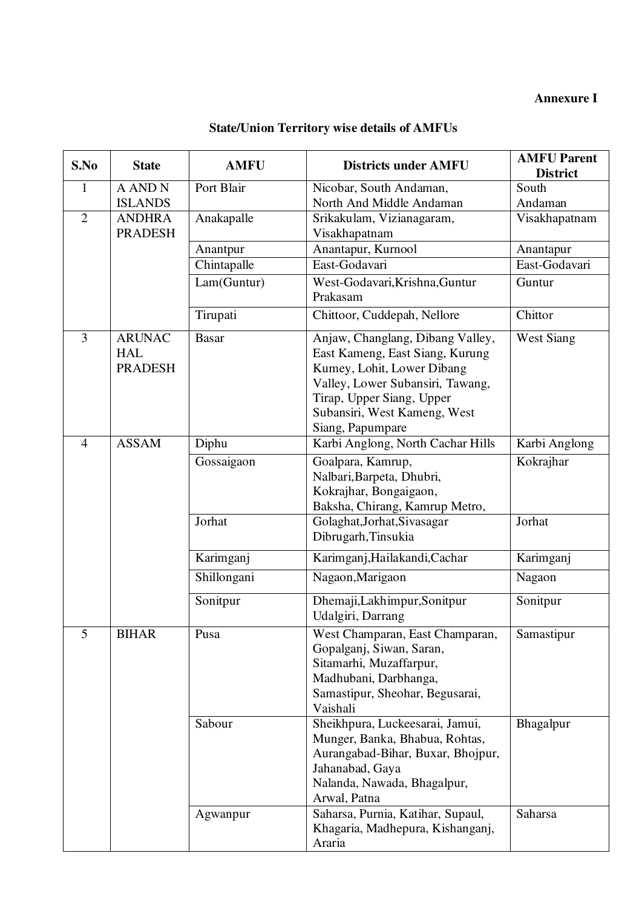**Annexure I**

## State/Union Territory wise details of AMFUs

| S.No | State | AMFU | Districts under AMFU | AMFU Parent District |
|---|---|---|---|---|
| 1 | A AND N ISLANDS | Port Blair | Nicobar, South Andaman, North And Middle Andaman | South Andaman |
| 2 | ANDHRA PRADESH | Anakapalle | Srikakulam, Vizianagaram, Visakhapatnam | Visakhapatnam |
| | | Anantpur | Anantapur, Kurnool | Anantapur |
| | | Chintapalle | East-Godavari | East-Godavari |
| | | Lam(Guntur) | West-Godavari,Krishna,Guntur Prakasam | Guntur |
| | | Tirupati | Chittoor, Cuddepah, Nellore | Chittor |
| 3 | ARUNACHAL PRADESH | Basar | Anjaw, Changlang, Dibang Valley, East Kameng, East Siang, Kurung Kumey, Lohit, Lower Dibang Valley, Lower Subansiri, Tawang, Tirap, Upper Siang, Upper Subansiri, West Kameng, West Siang, Papumpare | West Siang |
| 4 | ASSAM | Diphu | Karbi Anglong, North Cachar Hills | Karbi Anglong |
| | | Gossaigaon | Goalpara, Kamrup, Nalbari,Barpeta, Dhubri, Kokrajhar, Bongaigaon, Baksha, Chirang, Kamrup Metro, | Kokrajhar |
| | | Jorhat | Golaghat,Jorhat,Sivasagar Dibrugarh,Tinsukia | Jorhat |
| | | Karimganj | Karimganj,Hailakandi,Cachar | Karimganj |
| | | Shillongani | Nagaon,Marigaon | Nagaon |
| | | Sonitpur | Dhemaji,Lakhimpur,Sonitpur Udalgiri, Darrang | Sonitpur |
| 5 | BIHAR | Pusa | West Champaran, East Champaran, Gopalganj, Siwan, Saran, Sitamarhi, Muzaffarpur, Madhubani, Darbhanga, Samastipur, Sheohar, Begusarai, Vaishali | Samastipur |
| | | Sabour | Sheikhpura, Luckeesarai, Jamui, Munger, Banka, Bhabua, Rohtas, Aurangabad-Bihar, Buxar, Bhojpur, Jahanabad, Gaya Nalanda, Nawada, Bhagalpur, Arwal, Patna | Bhagalpur |
| | | Agwanpur | Saharsa, Purnia, Katihar, Supaul, Khagaria, Madhepura, Kishanganj, Araria | Saharsa |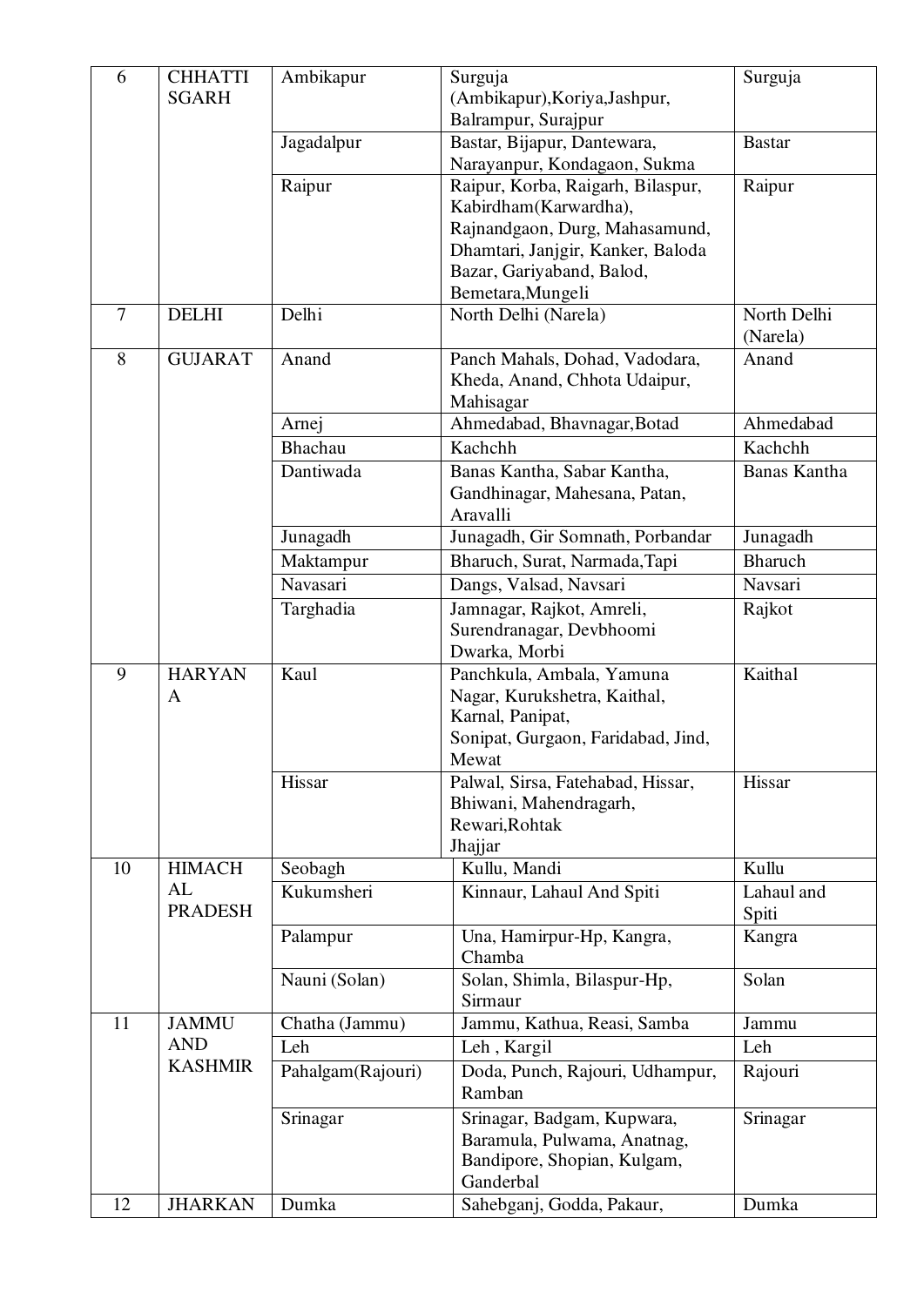| 6 | CHHATTISGARH | Ambikapur | Surguja (Ambikapur),Koriya,Jashpur, Balrampur, Surajpur | Surguja |
|---|---|---|---|---|
| | | Jagadalpur | Bastar, Bijapur, Dantewara, Narayanpur, Kondagaon, Sukma | Bastar |
| | | Raipur | Raipur, Korba, Raigarh, Bilaspur, Kabirdham(Karwardha), Rajnandgaon, Durg, Mahasamund, Dhamtari, Janjgir, Kanker, Baloda Bazar, Gariyaband, Balod, Bemetara,Mungeli | Raipur |
| 7 | DELHI | Delhi | North Delhi (Narela) | North Delhi (Narela) |
| 8 | GUJARAT | Anand | Panch Mahals, Dohad, Vadodara, Kheda, Anand, Chhota Udaipur, Mahisagar | Anand |
| | | Arnej | Ahmedabad, Bhavnagar,Botad | Ahmedabad |
| | | Bhachau | Kachchh | Kachchh |
| | | Dantiwada | Banas Kantha, Sabar Kantha, Gandhinagar, Mahesana, Patan, Aravalli | Banas Kantha |
| | | Junagadh | Junagadh, Gir Somnath, Porbandar | Junagadh |
| | | Maktampur | Bharuch, Surat, Narmada,Tapi | Bharuch |
| | | Navasari | Dangs, Valsad, Navsari | Navsari |
| | | Targhadia | Jamnagar, Rajkot, Amreli, Surendranagar, Devbhoomi Dwarka, Morbi | Rajkot |
| 9 | HARYANA | Kaul | Panchkula, Ambala, Yamuna Nagar, Kurukshetra, Kaithal, Karnal, Panipat, Sonipat, Gurgaon, Faridabad, Jind, Mewat | Kaithal |
| | | Hissar | Palwal, Sirsa, Fatehabad, Hissar, Bhiwani, Mahendragarh, Rewari,Rohtak Jhajjar | Hissar |
| 10 | HIMACHAL PRADESH | Seobagh | Kullu, Mandi | Kullu |
| | | Kukumsheri | Kinnaur, Lahaul And Spiti | Lahaul and Spiti |
| | | Palampur | Una, Hamirpur-Hp, Kangra, Chamba | Kangra |
| | | Nauni (Solan) | Solan, Shimla, Bilaspur-Hp, Sirmaur | Solan |
| 11 | JAMMU AND KASHMIR | Chatha (Jammu) | Jammu, Kathua, Reasi, Samba | Jammu |
| | | Leh | Leh , Kargil | Leh |
| | | Pahalgam(Rajouri) | Doda, Punch, Rajouri, Udhampur, Ramban | Rajouri |
| | | Srinagar | Srinagar, Badgam, Kupwara, Baramula, Pulwama, Anatnag, Bandipore, Shopian, Kulgam, Ganderbal | Srinagar |
| 12 | JHARKAN | Dumka | Sahebganj, Godda, Pakaur, | Dumka |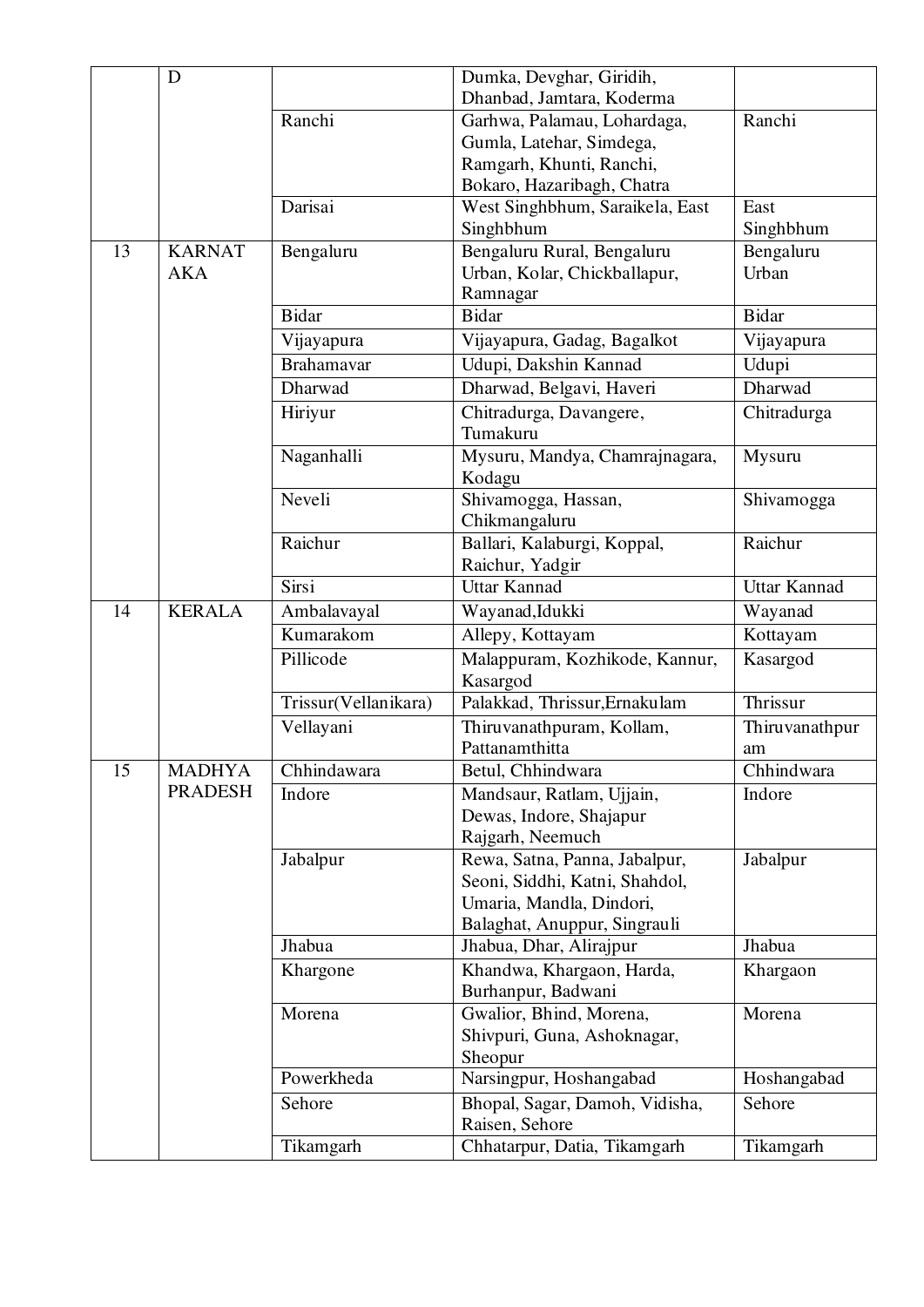| | D | | Dumka, Devghar, Giridih, Dhanbad, Jamtara, Koderma | |
|---|---|---|---|---|
| | | Ranchi | Garhwa, Palamau, Lohardaga, Gumla, Latehar, Simdega, Ramgarh, Khunti, Ranchi, Bokaro, Hazaribagh, Chatra | Ranchi |
| | | Darisai | West Singhbhum, Saraikela, East Singhbhum | East Singhbhum |
| 13 | KARNATAKA | Bengaluru | Bengaluru Rural, Bengaluru Urban, Kolar, Chickballapur, Ramnagar | Bengaluru Urban |
| | | Bidar | Bidar | Bidar |
| | | Vijayapura | Vijayapura, Gadag, Bagalkot | Vijayapura |
| | | Brahamavar | Udupi, Dakshin Kannad | Udupi |
| | | Dharwad | Dharwad, Belgavi, Haveri | Dharwad |
| | | Hiriyur | Chitradurga, Davangere, Tumakuru | Chitradurga |
| | | Naganhalli | Mysuru, Mandya, Chamrajnagara, Kodagu | Mysuru |
| | | Neveli | Shivamogga, Hassan, Chikmangaluru | Shivamogga |
| | | Raichur | Ballari, Kalaburgi, Koppal, Raichur, Yadgir | Raichur |
| | | Sirsi | Uttar Kannad | Uttar Kannad |
| 14 | KERALA | Ambalavayal | Wayanad,Idukki | Wayanad |
| | | Kumarakom | Allepy, Kottayam | Kottayam |
| | | Pillicode | Malappuram, Kozhikode, Kannur, Kasargod | Kasargod |
| | | Trissur(Vellanikara) | Palakkad, Thrissur,Ernakulam | Thrissur |
| | | Vellayani | Thiruvanathpuram, Kollam, Pattanamthitta | Thiruvanathpuram |
| 15 | MADHYA PRADESH | Chhindawara | Betul, Chhindwara | Chhindwara |
| | | Indore | Mandsaur, Ratlam, Ujjain, Dewas, Indore, Shajapur Rajgarh, Neemuch | Indore |
| | | Jabalpur | Rewa, Satna, Panna, Jabalpur, Seoni, Siddhi, Katni, Shahdol, Umaria, Mandla, Dindori, Balaghat, Anuppur, Singrauli | Jabalpur |
| | | Jhabua | Jhabua, Dhar, Alirajpur | Jhabua |
| | | Khargone | Khandwa, Khargaon, Harda, Burhanpur, Badwani | Khargaon |
| | | Morena | Gwalior, Bhind, Morena, Shivpuri, Guna, Ashoknagar, Sheopur | Morena |
| | | Powerkheda | Narsingpur, Hoshangabad | Hoshangabad |
| | | Sehore | Bhopal, Sagar, Damoh, Vidisha, Raisen, Sehore | Sehore |
| | | Tikamgarh | Chhatarpur, Datia, Tikamgarh | Tikamgarh |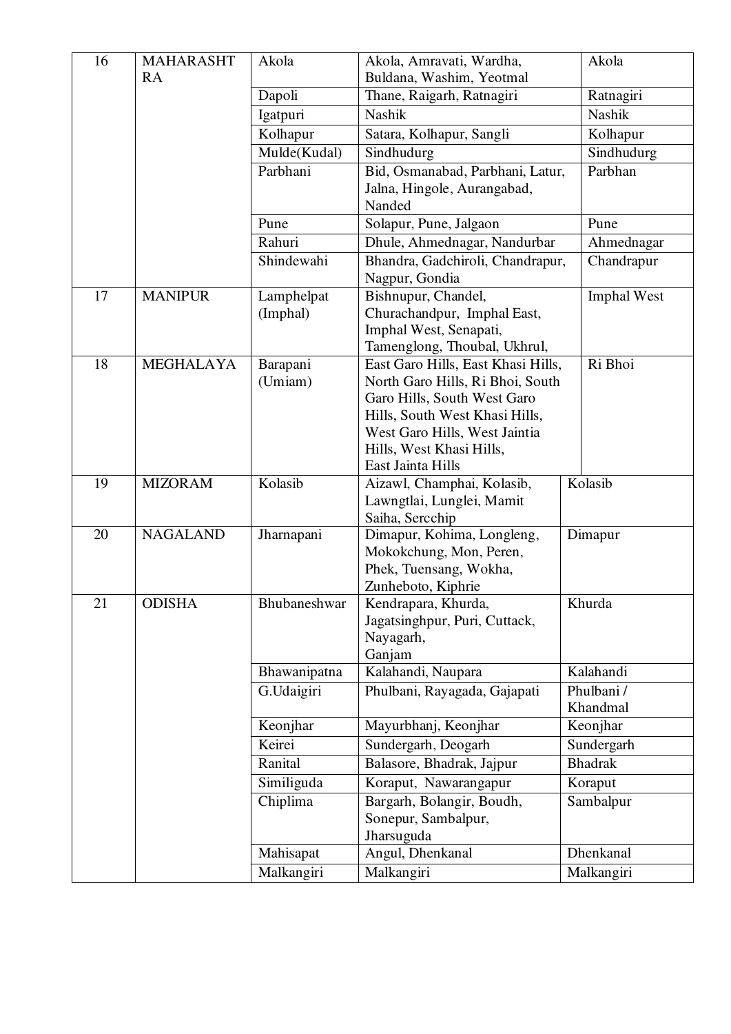| 16 | MAHARASHTRA | Akola | Akola, Amravati, Wardha, Buldana, Washim, Yeotmal | Akola |
|---|---|---|---|---|
| | | Dapoli | Thane, Raigarh, Ratnagiri | Ratnagiri |
| | | Igatpuri | Nashik | Nashik |
| | | Kolhapur | Satara, Kolhapur, Sangli | Kolhapur |
| | | Mulde(Kudal) | Sindhudurg | Sindhudurg |
| | | Parbhani | Bid, Osmanabad, Parbhani, Latur, Jalna, Hingole, Aurangabad, Nanded | Parbhan |
| | | Pune | Solapur, Pune, Jalgaon | Pune |
| | | Rahuri | Dhule, Ahmednagar, Nandurbar | Ahmednagar |
| | | Shindewahi | Bhandra, Gadchiroli, Chandrapur, Nagpur, Gondia | Chandrapur |
| 17 | MANIPUR | Lamphelpat (Imphal) | Bishnupur, Chandel, Churachandpur, Imphal East, Imphal West, Senapati, Tamenglong, Thoubal, Ukhrul, | Imphal West |
| 18 | MEGHALAYA | Barapani (Umiam) | East Garo Hills, East Khasi Hills, North Garo Hills, Ri Bhoi, South Garo Hills, South West Garo Hills, South West Khasi Hills, West Garo Hills, West Jaintia Hills, West Khasi Hills, East Jainta Hills | Ri Bhoi |
| 19 | MIZORAM | Kolasib | Aizawl, Champhai, Kolasib, Lawngtlai, Lunglei, Mamit Saiha, Sercchip | Kolasib |
| 20 | NAGALAND | Jharnapani | Dimapur, Kohima, Longleng, Mokokchung, Mon, Peren, Phek, Tuensang, Wokha, Zunheboto, Kiphrie | Dimapur |
| 21 | ODISHA | Bhubaneshwar | Kendrapara, Khurda, Jagatsinghpur, Puri, Cuttack, Nayagarh, Ganjam | Khurda |
| | | Bhawanipatna | Kalahandi, Naupara | Kalahandi |
| | | G.Udaigiri | Phulbani, Rayagada, Gajapati | Phulbani / Khandmal |
| | | Keonjhar | Mayurbhanj, Keonjhar | Keonjhar |
| | | Keirei | Sundergarh, Deogarh | Sundergarh |
| | | Ranital | Balasore, Bhadrak, Jajpur | Bhadrak |
| | | Similiguda | Koraput, Nawarangapur | Koraput |
| | | Chiplima | Bargarh, Bolangir, Boudh, Sonepur, Sambalpur, Jharsuguda | Sambalpur |
| | | Mahisapat | Angul, Dhenkanal | Dhenkanal |
| | | Malkangiri | Malkangiri | Malkangiri |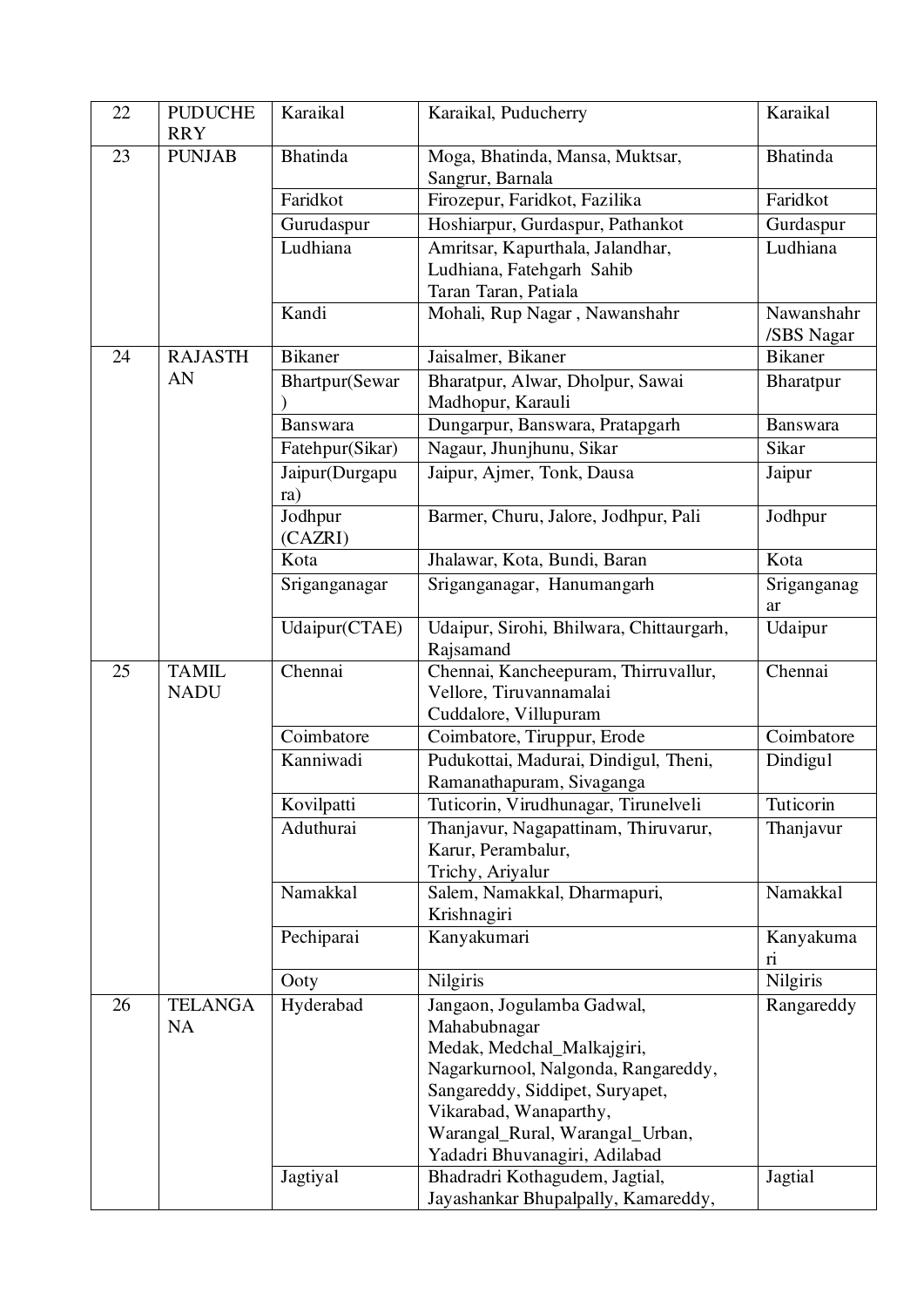| 22 | PUDUCHERRY | Karaikal | Karaikal, Puducherry | Karaikal |
|---|---|---|---|---|
| 23 | PUNJAB | Bhatinda | Moga, Bhatinda, Mansa, Muktsar, Sangrur, Barnala | Bhatinda |
| | | Faridkot | Firozepur, Faridkot, Fazilika | Faridkot |
| | | Gurudaspur | Hoshiarpur, Gurdaspur, Pathankot | Gurdaspur |
| | | Ludhiana | Amritsar, Kapurthala, Jalandhar, Ludhiana, Fatehgarh Sahib Taran Taran, Patiala | Ludhiana |
| | | Kandi | Mohali, Rup Nagar , Nawanshahr | Nawanshahr /SBS Nagar |
| 24 | RAJASTHAN | Bikaner | Jaisalmer, Bikaner | Bikaner |
| | | Bhartpur(Sewar) | Bharatpur, Alwar, Dholpur, Sawai Madhopur, Karauli | Bharatpur |
| | | Banswara | Dungarpur, Banswara, Pratapgarh | Banswara |
| | | Fatehpur(Sikar) | Nagaur, Jhunjhunu, Sikar | Sikar |
| | | Jaipur(Durgapura) | Jaipur, Ajmer, Tonk, Dausa | Jaipur |
| | | Jodhpur (CAZRI) | Barmer, Churu, Jalore, Jodhpur, Pali | Jodhpur |
| | | Kota | Jhalawar, Kota, Bundi, Baran | Kota |
| | | Sriganganagar | Sriganganagar, Hanumangarh | Sriganganagar |
| | | Udaipur(CTAE) | Udaipur, Sirohi, Bhilwara, Chittaurgarh, Rajsamand | Udaipur |
| 25 | TAMIL NADU | Chennai | Chennai, Kancheepuram, Thirruvallur, Vellore, Tiruvannamalai Cuddalore, Villupuram | Chennai |
| | | Coimbatore | Coimbatore, Tiruppur, Erode | Coimbatore |
| | | Kanniwadi | Pudukottai, Madurai, Dindigul, Theni, Ramanathapuram, Sivaganga | Dindigul |
| | | Kovilpatti | Tuticorin, Virudhunagar, Tirunelveli | Tuticorin |
| | | Aduthurai | Thanjavur, Nagapattinam, Thiruvarur, Karur, Perambalur, Trichy, Ariyalur | Thanjavur |
| | | Namakkal | Salem, Namakkal, Dharmapuri, Krishnagiri | Namakkal |
| | | Pechiparai | Kanyakumari | Kanyakumari |
| | | Ooty | Nilgiris | Nilgiris |
| 26 | TELANGANA | Hyderabad | Jangaon, Jogulamba Gadwal, Mahabubnagar Medak, Medchal_Malkajgiri, Nagarkurnool, Nalgonda, Rangareddy, Sangareddy, Siddipet, Suryapet, Vikarabad, Wanaparthy, Warangal_Rural, Warangal_Urban, Yadadri Bhuvanagiri, Adilabad | Rangareddy |
| | | Jagtiyal | Bhadradri Kothagudem, Jagtial, Jayashankar Bhupalpally, Kamareddy, | Jagtial |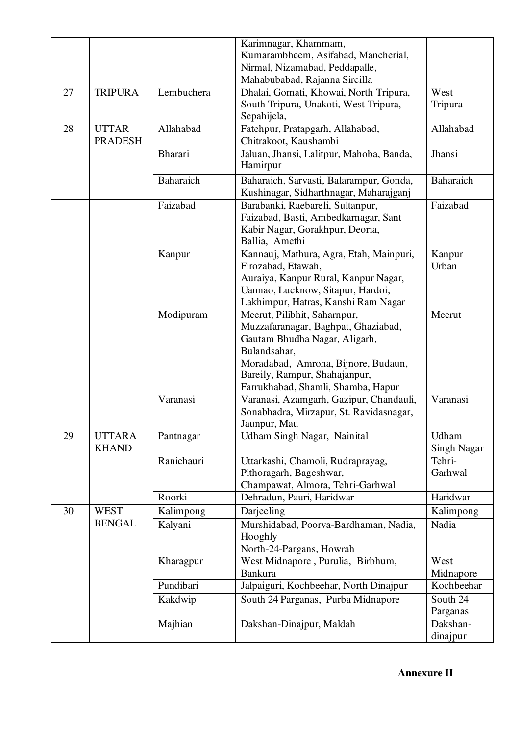|  |  |  | Karimnagar, Khammam, Kumarambheem, Asifabad, Mancherial, Nirmal, Nizamabad, Peddapalle, Mahabubabad, Rajanna Sircilla |  |
|---|---|---|---|---|
| 27 | TRIPURA | Lembuchera | Dhalai, Gomati, Khowai, North Tripura, South Tripura, Unakoti, West Tripura, Sepahijela, | West Tripura |
| 28 | UTTAR PRADESH | Allahabad | Fatehpur, Pratapgarh, Allahabad, Chitrakoot, Kaushambi | Allahabad |
|  |  | Bharari | Jaluan, Jhansi, Lalitpur, Mahoba, Banda, Hamirpur | Jhansi |
|  |  | Baharaich | Baharaich, Sarvasti, Balarampur, Gonda, Kushinagar, Sidharthnagar, Maharajganj | Baharaich |
|  |  | Faizabad | Barabanki, Raebareli, Sultanpur, Faizabad, Basti, Ambedkarnagar, Sant Kabir Nagar, Gorakhpur, Deoria, Ballia, Amethi | Faizabad |
|  |  | Kanpur | Kannauj, Mathura, Agra, Etah, Mainpuri, Firozabad, Etawah, Auraiya, Kanpur Rural, Kanpur Nagar, Uannao, Lucknow, Sitapur, Hardoi, Lakhimpur, Hatras, Kanshi Ram Nagar | Kanpur Urban |
|  |  | Modipuram | Meerut, Pilibhit, Saharnpur, Muzzafaranagar, Baghpat, Ghaziabad, Gautam Bhudha Nagar, Aligarh, Bulandsahar, Moradabad, Amroha, Bijnore, Budaun, Bareily, Rampur, Shahajanpur, Farrukhabad, Shamli, Shamba, Hapur | Meerut |
|  |  | Varanasi | Varanasi, Azamgarh, Gazipur, Chandauli, Sonabhadra, Mirzapur, St. Ravidasnagar, Jaunpur, Mau | Varanasi |
| 29 | UTTARA KHAND | Pantnagar | Udham Singh Nagar, Nainital | Udham Singh Nagar |
|  |  | Ranichauri | Uttarkashi, Chamoli, Rudraprayag, Pithoragarh, Bageshwar, Champawat, Almora, Tehri-Garhwal | Tehri-Garhwal |
|  |  | Roorki | Dehradun, Pauri, Haridwar | Haridwar |
| 30 | WEST BENGAL | Kalimpong | Darjeeling | Kalimpong |
|  |  | Kalyani | Murshidabad, Poorva-Bardhaman, Nadia, Hooghly North-24-Pargans, Howrah | Nadia |
|  |  | Kharagpur | West Midnapore , Purulia, Birbhum, Bankura | West Midnapore |
|  |  | Pundibari | Jalpaiguri, Kochbeehar, North Dinajpur | Kochbeehar |
|  |  | Kakdwip | South 24 Parganas, Purba Midnapore | South 24 Parganas |
|  |  | Majhian | Dakshan-Dinajpur, Maldah | Dakshan-dinajpur |

**Annexure II**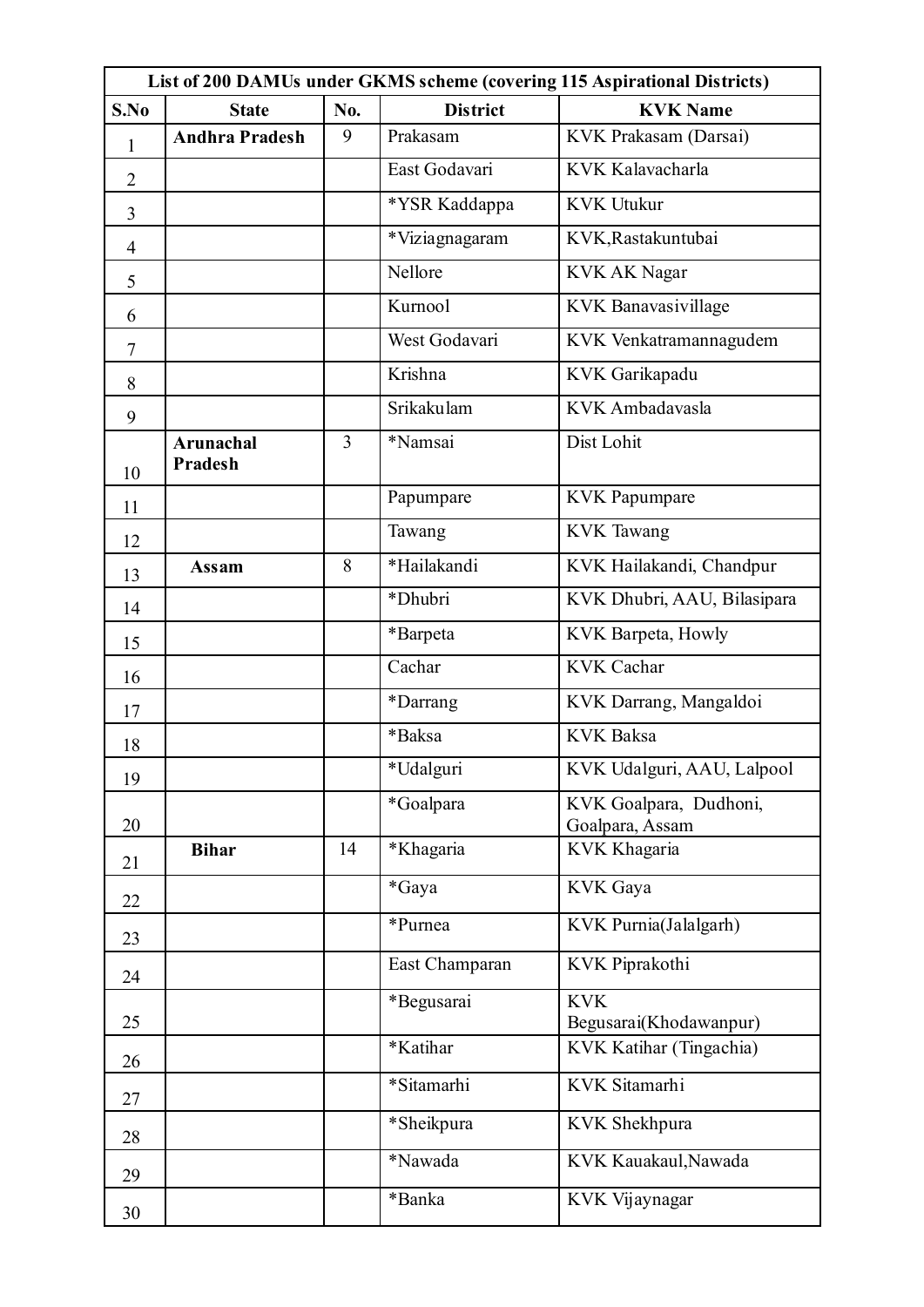| List of 200 DAMUs under GKMS scheme (covering 115 Aspirational Districts) | | | | |
|---|---|---|---|---|
| **S.No** | **State** | **No.** | **District** | **KVK Name** |
| 1 | **Andhra Pradesh** | 9 | Prakasam | KVK Prakasam (Darsai) |
| 2 | | | East Godavari | KVK Kalavacharla |
| 3 | | | *YSR Kaddappa | KVK Utukur |
| 4 | | | *Viziagnagaram | KVK,Rastakuntubai |
| 5 | | | Nellore | KVK AK Nagar |
| 6 | | | Kurnool | KVK Banavasivillage |
| 7 | | | West Godavari | KVK Venkatramannagudem |
| 8 | | | Krishna | KVK Garikapadu |
| 9 | | | Srikakulam | KVK Ambadavasla |
| 10 | **Arunachal Pradesh** | 3 | *Namsai | Dist Lohit |
| 11 | | | Papumpare | KVK Papumpare |
| 12 | | | Tawang | KVK Tawang |
| 13 | **Assam** | 8 | *Hailakandi | KVK Hailakandi, Chandpur |
| 14 | | | *Dhubri | KVK Dhubri, AAU, Bilasipara |
| 15 | | | *Barpeta | KVK Barpeta, Howly |
| 16 | | | Cachar | KVK Cachar |
| 17 | | | *Darrang | KVK Darrang, Mangaldoi |
| 18 | | | *Baksa | KVK Baksa |
| 19 | | | *Udalguri | KVK Udalguri, AAU, Lalpool |
| 20 | | | *Goalpara | KVK Goalpara, Dudhoni, Goalpara, Assam |
| 21 | **Bihar** | 14 | *Khagaria | KVK Khagaria |
| 22 | | | *Gaya | KVK Gaya |
| 23 | | | *Purnea | KVK Purnia(Jalalgarh) |
| 24 | | | East Champaran | KVK Piprakothi |
| 25 | | | *Begusarai | KVK Begusarai(Khodawanpur) |
| 26 | | | *Katihar | KVK Katihar (Tingachia) |
| 27 | | | *Sitamarhi | KVK Sitamarhi |
| 28 | | | *Sheikpura | KVK Shekhpura |
| 29 | | | *Nawada | KVK Kauakaul,Nawada |
| 30 | | | *Banka | KVK Vijaynagar |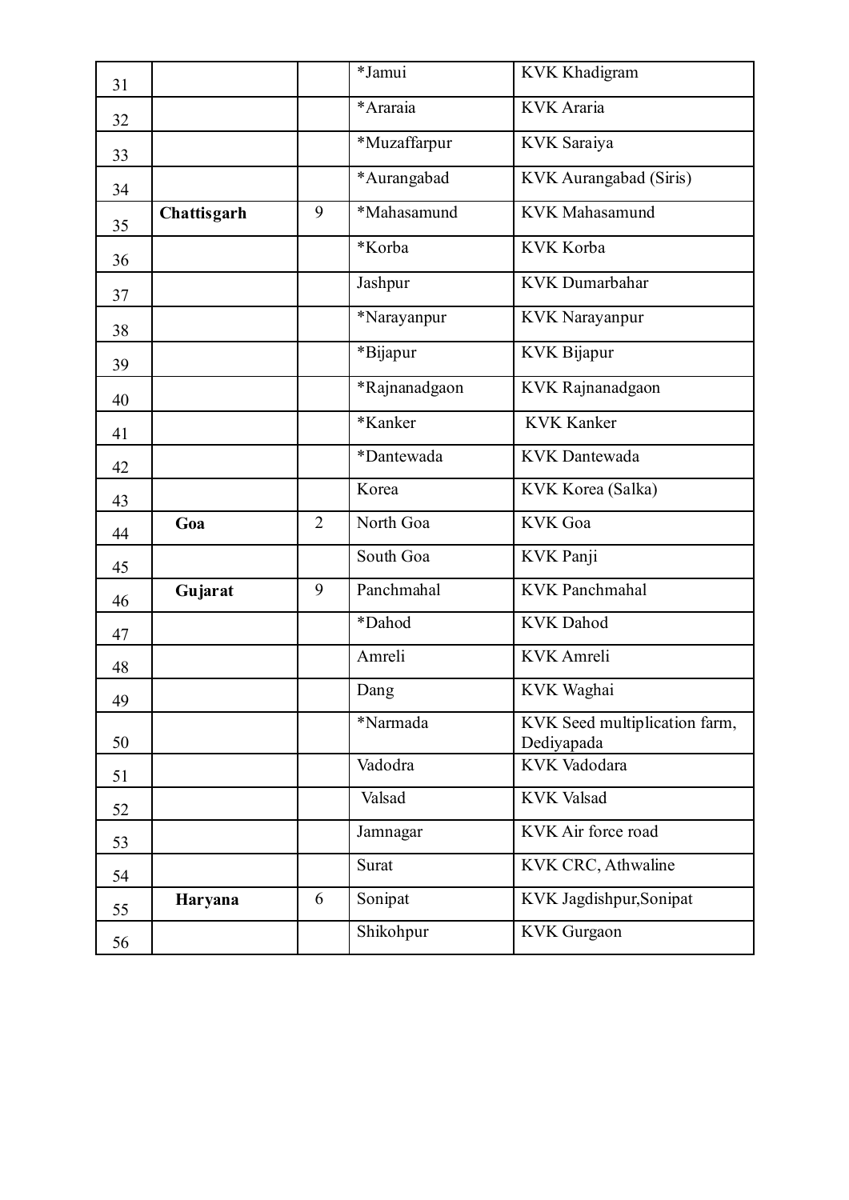| | | | | |
|---|---|---|---|---|
| 31 | | | *Jamui | KVK Khadigram |
| 32 | | | *Araraia | KVK Araria |
| 33 | | | *Muzaffarpur | KVK Saraiya |
| 34 | | | *Aurangabad | KVK Aurangabad (Siris) |
| 35 | **Chattisgarh** | 9 | *Mahasamund | KVK Mahasamund |
| 36 | | | *Korba | KVK Korba |
| 37 | | | Jashpur | KVK Dumarbahar |
| 38 | | | *Narayanpur | KVK Narayanpur |
| 39 | | | *Bijapur | KVK Bijapur |
| 40 | | | *Rajnanadgaon | KVK Rajnanadgaon |
| 41 | | | *Kanker | KVK Kanker |
| 42 | | | *Dantewada | KVK Dantewada |
| 43 | | | Korea | KVK Korea (Salka) |
| 44 | **Goa** | 2 | North Goa | KVK Goa |
| 45 | | | South Goa | KVK Panji |
| 46 | **Gujarat** | 9 | Panchmahal | KVK Panchmahal |
| 47 | | | *Dahod | KVK Dahod |
| 48 | | | Amreli | KVK Amreli |
| 49 | | | Dang | KVK Waghai |
| 50 | | | *Narmada | KVK Seed multiplication farm, Dediyapada |
| 51 | | | Vadodra | KVK Vadodara |
| 52 | | | Valsad | KVK Valsad |
| 53 | | | Jamnagar | KVK Air force road |
| 54 | | | Surat | KVK CRC, Athwaline |
| 55 | **Haryana** | 6 | Sonipat | KVK Jagdishpur,Sonipat |
| 56 | | | Shikohpur | KVK Gurgaon |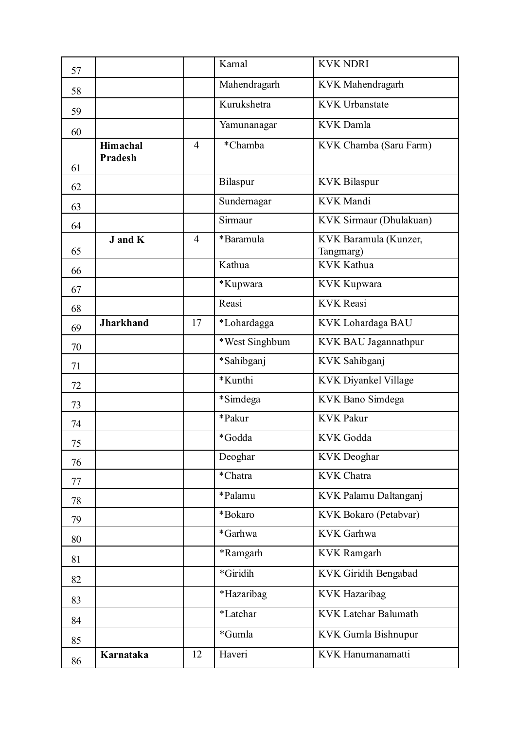| | | | | |
|---|---|---|---|---|
| 57 | | | Karnal | KVK NDRI |
| 58 | | | Mahendragarh | KVK Mahendragarh |
| 59 | | | Kurukshetra | KVK Urbanstate |
| 60 | | | Yamunanagar | KVK Damla |
| 61 | **Himachal Pradesh** | 4 | *Chamba | KVK Chamba (Saru Farm) |
| 62 | | | Bilaspur | KVK Bilaspur |
| 63 | | | Sundernagar | KVK Mandi |
| 64 | | | Sirmaur | KVK Sirmaur (Dhulakuan) |
| 65 | **J and K** | 4 | *Baramula | KVK Baramula (Kunzer, Tangmarg) |
| 66 | | | Kathua | KVK Kathua |
| 67 | | | *Kupwara | KVK Kupwara |
| 68 | | | Reasi | KVK Reasi |
| 69 | **Jharkhand** | 17 | *Lohardagga | KVK Lohardaga BAU |
| 70 | | | *West Singhbum | KVK BAU Jagannathpur |
| 71 | | | *Sahibganj | KVK Sahibganj |
| 72 | | | *Kunthi | KVK Diyankel Village |
| 73 | | | *Simdega | KVK Bano Simdega |
| 74 | | | *Pakur | KVK Pakur |
| 75 | | | *Godda | KVK Godda |
| 76 | | | Deoghar | KVK Deoghar |
| 77 | | | *Chatra | KVK Chatra |
| 78 | | | *Palamu | KVK Palamu Daltanganj |
| 79 | | | *Bokaro | KVK Bokaro (Petabvar) |
| 80 | | | *Garhwa | KVK Garhwa |
| 81 | | | *Ramgarh | KVK Ramgarh |
| 82 | | | *Giridih | KVK Giridih Bengabad |
| 83 | | | *Hazaribag | KVK Hazaribag |
| 84 | | | *Latehar | KVK Latehar Balumath |
| 85 | | | *Gumla | KVK Gumla Bishnupur |
| 86 | **Karnataka** | 12 | Haveri | KVK Hanumanamatti |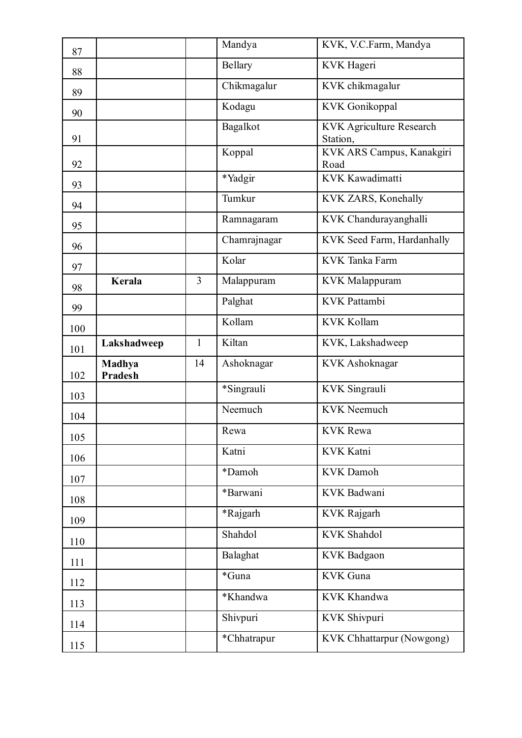| | | | | |
|---|---|---|---|---|
| 87 | | | Mandya | KVK, V.C.Farm, Mandya |
| 88 | | | Bellary | KVK Hageri |
| 89 | | | Chikmagalur | KVK chikmagalur |
| 90 | | | Kodagu | KVK Gonikoppal |
| 91 | | | Bagalkot | KVK Agriculture Research Station, |
| 92 | | | Koppal | KVK ARS Campus, Kanakgiri Road |
| 93 | | | *Yadgir | KVK Kawadimatti |
| 94 | | | Tumkur | KVK ZARS, Konehally |
| 95 | | | Ramnagaram | KVK Chandurayanghalli |
| 96 | | | Chamrajnagar | KVK Seed Farm, Hardanhally |
| 97 | | | Kolar | KVK Tanka Farm |
| 98 | **Kerala** | 3 | Malappuram | KVK Malappuram |
| 99 | | | Palghat | KVK Pattambi |
| 100 | | | Kollam | KVK Kollam |
| 101 | **Lakshadweep** | 1 | Kiltan | KVK, Lakshadweep |
| 102 | **Madhya Pradesh** | 14 | Ashoknagar | KVK Ashoknagar |
| 103 | | | *Singrauli | KVK Singrauli |
| 104 | | | Neemuch | KVK Neemuch |
| 105 | | | Rewa | KVK Rewa |
| 106 | | | Katni | KVK Katni |
| 107 | | | *Damoh | KVK Damoh |
| 108 | | | *Barwani | KVK Badwani |
| 109 | | | *Rajgarh | KVK Rajgarh |
| 110 | | | Shahdol | KVK Shahdol |
| 111 | | | Balaghat | KVK Badgaon |
| 112 | | | *Guna | KVK Guna |
| 113 | | | *Khandwa | KVK Khandwa |
| 114 | | | Shivpuri | KVK Shivpuri |
| 115 | | | *Chhatrapur | KVK Chhattarpur (Nowgong) |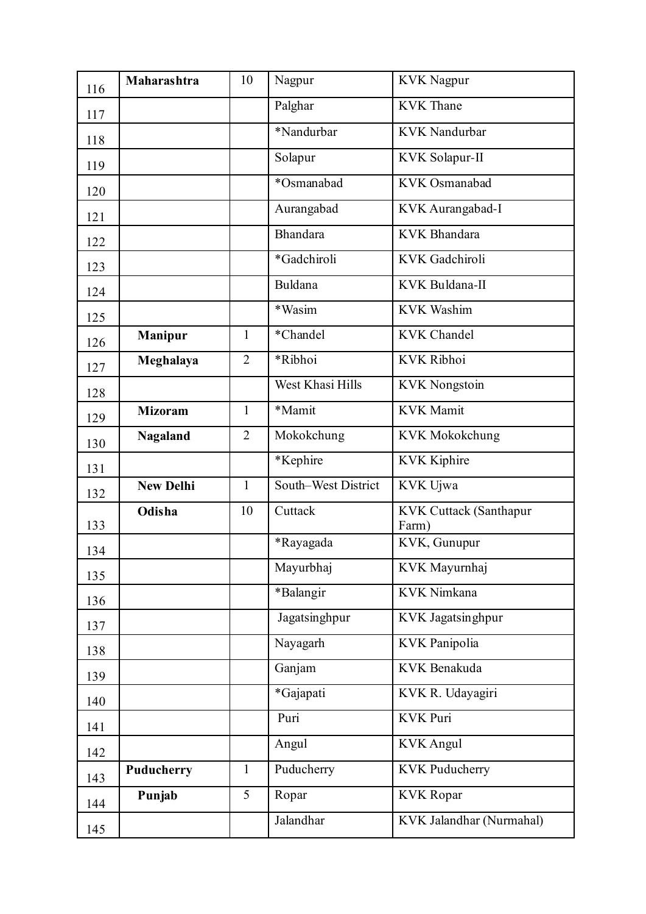| 116 | **Maharashtra** | 10 | Nagpur | KVK Nagpur |
|---|---|---|---|---|
| 117 | | | Palghar | KVK Thane |
| 118 | | | *Nandurbar | KVK Nandurbar |
| 119 | | | Solapur | KVK Solapur-II |
| 120 | | | *Osmanabad | KVK Osmanabad |
| 121 | | | Aurangabad | KVK Aurangabad-I |
| 122 | | | Bhandara | KVK Bhandara |
| 123 | | | *Gadchiroli | KVK Gadchiroli |
| 124 | | | Buldana | KVK Buldana-II |
| 125 | | | *Wasim | KVK Washim |
| 126 | **Manipur** | 1 | *Chandel | KVK Chandel |
| 127 | **Meghalaya** | 2 | *Ribhoi | KVK Ribhoi |
| 128 | | | West Khasi Hills | KVK Nongstoin |
| 129 | **Mizoram** | 1 | *Mamit | KVK Mamit |
| 130 | **Nagaland** | 2 | Mokokchung | KVK Mokokchung |
| 131 | | | *Kephire | KVK Kiphire |
| 132 | **New Delhi** | 1 | South–West District | KVK Ujwa |
| 133 | **Odisha** | 10 | Cuttack | KVK Cuttack (Santhapur Farm) |
| 134 | | | *Rayagada | KVK, Gunupur |
| 135 | | | Mayurbhaj | KVK Mayurnhaj |
| 136 | | | *Balangir | KVK Nimkana |
| 137 | | | Jagatsinghpur | KVK Jagatsinghpur |
| 138 | | | Nayagarh | KVK Panipolia |
| 139 | | | Ganjam | KVK Benakuda |
| 140 | | | *Gajapati | KVK R. Udayagiri |
| 141 | | | Puri | KVK Puri |
| 142 | | | Angul | KVK Angul |
| 143 | **Puducherry** | 1 | Puducherry | KVK Puducherry |
| 144 | **Punjab** | 5 | Ropar | KVK Ropar |
| 145 | | | Jalandhar | KVK Jalandhar (Nurmahal) |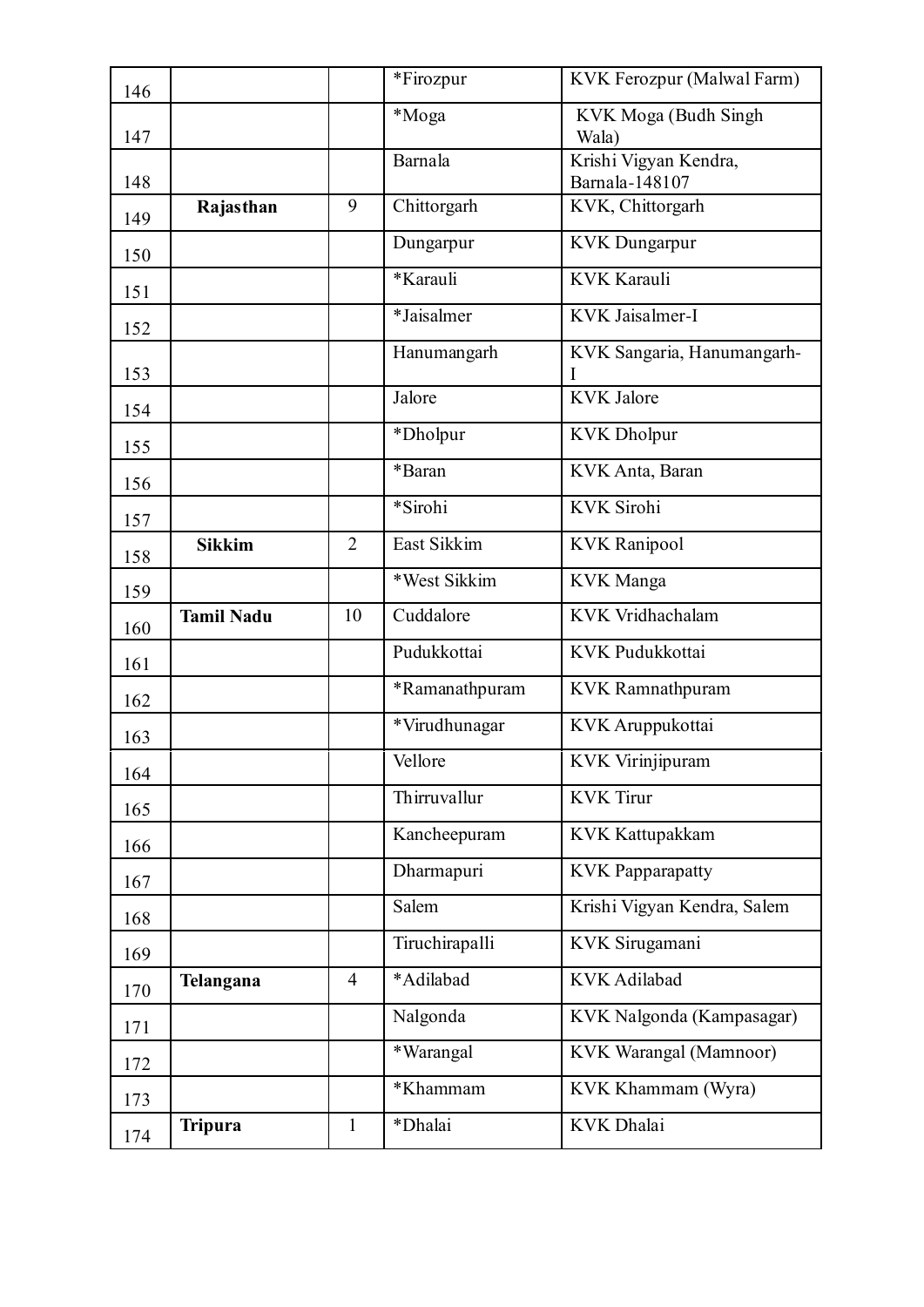| | | | | |
|---|---|---|---|---|
| 146 | | | *Firozpur | KVK Ferozpur (Malwal Farm) |
| 147 | | | *Moga | KVK Moga (Budh Singh Wala) |
| 148 | | | Barnala | Krishi Vigyan Kendra, Barnala-148107 |
| 149 | **Rajasthan** | 9 | Chittorgarh | KVK, Chittorgarh |
| 150 | | | Dungarpur | KVK Dungarpur |
| 151 | | | *Karauli | KVK Karauli |
| 152 | | | *Jaisalmer | KVK Jaisalmer-I |
| 153 | | | Hanumangarh | KVK Sangaria, Hanumangarh-I |
| 154 | | | Jalore | KVK Jalore |
| 155 | | | *Dholpur | KVK Dholpur |
| 156 | | | *Baran | KVK Anta, Baran |
| 157 | | | *Sirohi | KVK Sirohi |
| 158 | **Sikkim** | 2 | East Sikkim | KVK Ranipool |
| 159 | | | *West Sikkim | KVK Manga |
| 160 | **Tamil Nadu** | 10 | Cuddalore | KVK Vridhachalam |
| 161 | | | Pudukkottai | KVK Pudukkottai |
| 162 | | | *Ramanathpuram | KVK Ramnathpuram |
| 163 | | | *Virudhunagar | KVK Aruppukottai |
| 164 | | | Vellore | KVK Virinjipuram |
| 165 | | | Thirruvallur | KVK Tirur |
| 166 | | | Kancheepuram | KVK Kattupakkam |
| 167 | | | Dharmapuri | KVK Papparapatty |
| 168 | | | Salem | Krishi Vigyan Kendra, Salem |
| 169 | | | Tiruchirapalli | KVK Sirugamani |
| 170 | **Telangana** | 4 | *Adilabad | KVK Adilabad |
| 171 | | | Nalgonda | KVK Nalgonda (Kampasagar) |
| 172 | | | *Warangal | KVK Warangal (Mamnoor) |
| 173 | | | *Khammam | KVK Khammam (Wyra) |
| 174 | **Tripura** | 1 | *Dhalai | KVK Dhalai |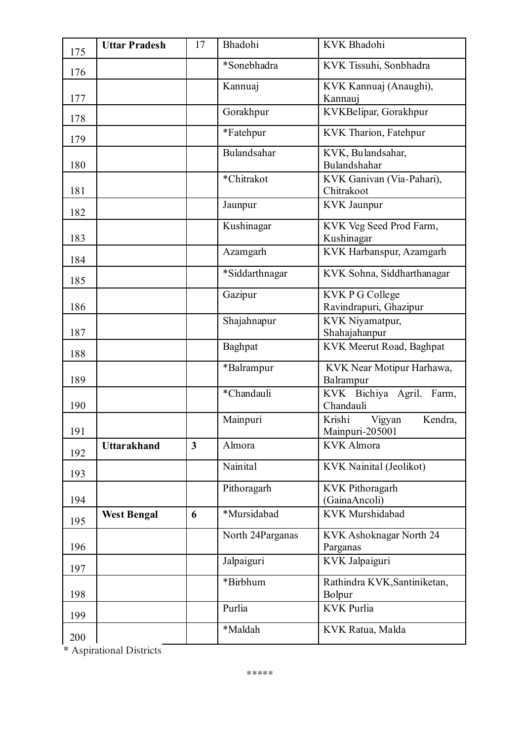| | | | | |
|---|---|---|---|---|
| 175 | **Uttar Pradesh** | 17 | Bhadohi | KVK Bhadohi |
| 176 | | | *Sonebhadra | KVK Tissuhi, Sonbhadra |
| 177 | | | Kannuaj | KVK Kannuaj (Anaughi), Kannauj |
| 178 | | | Gorakhpur | KVKBelipar, Gorakhpur |
| 179 | | | *Fatehpur | KVK Tharion, Fatehpur |
| 180 | | | Bulandsahar | KVK, Bulandsahar, Bulandshahar |
| 181 | | | *Chitrakot | KVK Ganivan (Via-Pahari), Chitrakoot |
| 182 | | | Jaunpur | KVK Jaunpur |
| 183 | | | Kushinagar | KVK Veg Seed Prod Farm, Kushinagar |
| 184 | | | Azamgarh | KVK Harbanspur, Azamgarh |
| 185 | | | *Siddarthnagar | KVK Sohna, Siddharthanagar |
| 186 | | | Gazipur | KVK P G College Ravindrapuri, Ghazipur |
| 187 | | | Shajahnapur | KVK Niyamatpur, Shahajahanpur |
| 188 | | | Baghpat | KVK Meerut Road, Baghpat |
| 189 | | | *Balrampur | KVK Near Motipur Harhawa, Balrampur |
| 190 | | | *Chandauli | KVK Bichiya Agril. Farm, Chandauli |
| 191 | | | Mainpuri | Krishi Vigyan Kendra, Mainpuri-205001 |
| 192 | **Uttarakhand** | **3** | Almora | KVK Almora |
| 193 | | | Nainital | KVK Nainital (Jeolikot) |
| 194 | | | Pithoragarh | KVK Pithoragarh (GainaAncoli) |
| 195 | **West Bengal** | **6** | *Mursidabad | KVK Murshidabad |
| 196 | | | North 24Parganas | KVK Ashoknagar North 24 Parganas |
| 197 | | | Jalpaiguri | KVK Jalpaiguri |
| 198 | | | *Birbhum | Rathindra KVK,Santiniketan, Bolpur |
| 199 | | | Purlia | KVK Purlia |
| 200 | | | *Maldah | KVK Ratua, Malda |

* Aspirational Districts

*****